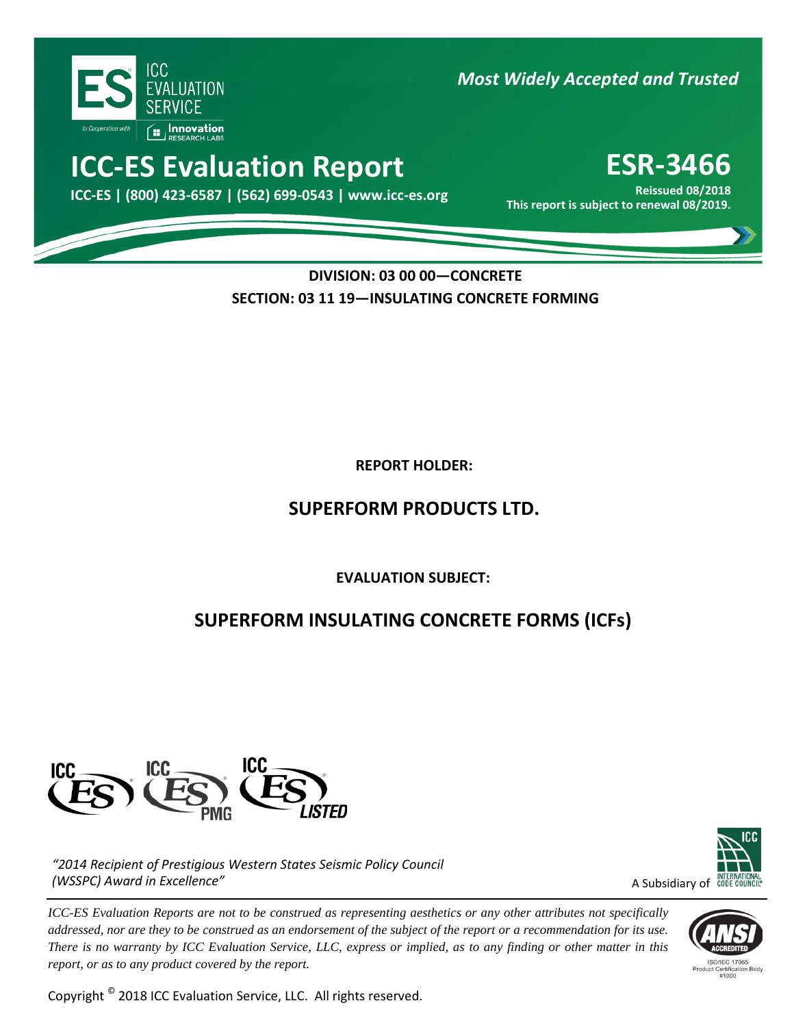ICC EVALUATION SERVICE

*Most Widely Accepted and Trusted*

# ICC-ES Evaluation Report

**ICC-ES | (800) 423-6587 | (562) 699-0543 | www.icc-es.org**

# ESR-3466

**Reissued 08/2018**

**This report is subject to renewal 08/2019.**

**DIVISION: 03 00 00—CONCRETE**

**SECTION: 03 11 19—INSULATING CONCRETE FORMING**

**REPORT HOLDER:**

## SUPERFORM PRODUCTS LTD.

**EVALUATION SUBJECT:**

## SUPERFORM INSULATING CONCRETE FORMS (ICFs)

*"2014 Recipient of Prestigious Western States Seismic Policy Council (WSSPC) Award in Excellence"*

A Subsidiary of INTERNATIONAL CODE COUNCIL

*ICC-ES Evaluation Reports are not to be construed as representing aesthetics or any other attributes not specifically addressed, nor are they to be construed as an endorsement of the subject of the report or a recommendation for its use. There is no warranty by ICC Evaluation Service, LLC, express or implied, as to any finding or other matter in this report, or as to any product covered by the report.*

Copyright © 2018 ICC Evaluation Service, LLC. All rights reserved.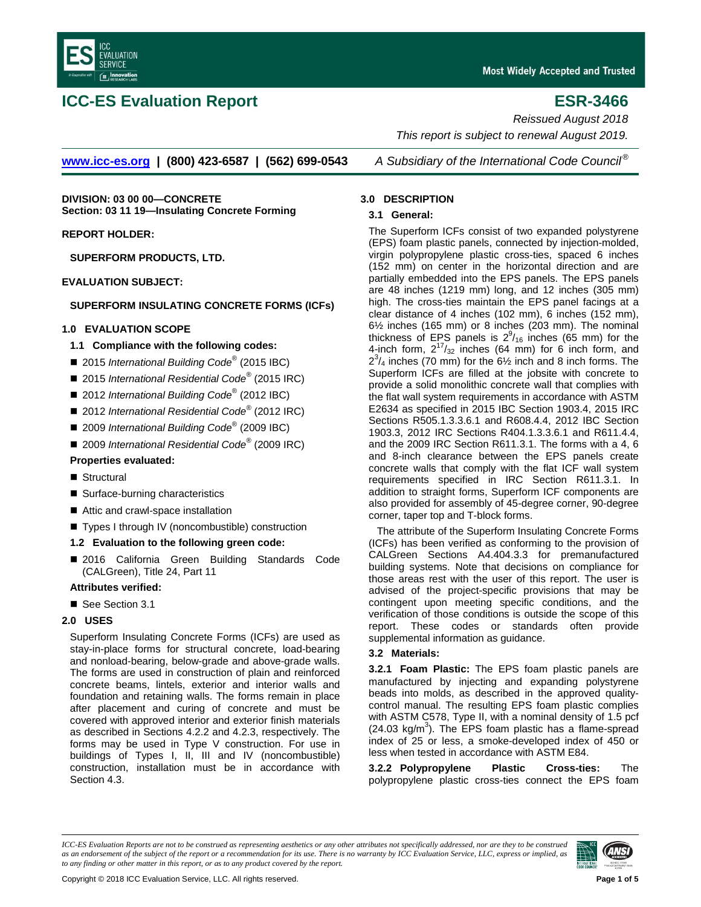**ICC-ES Evaluation Report ESR-3466**

*Reissued August 2018*

*This report is subject to renewal August 2019.*

www.icc-es.org | (800) 423-6587 | (562) 699-0543 *A Subsidiary of the International Code Council®*

**DIVISION: 03 00 00—CONCRETE**
**Section: 03 11 19—Insulating Concrete Forming**

**REPORT HOLDER:**

**SUPERFORM PRODUCTS, LTD.**

**EVALUATION SUBJECT:**

**SUPERFORM INSULATING CONCRETE FORMS (ICFs)**

## 1.0 EVALUATION SCOPE

### 1.1 Compliance with the following codes:

- 2015 *International Building Code®* (2015 IBC)
- 2015 *International Residential Code®* (2015 IRC)
- 2012 *International Building Code®* (2012 IBC)
- 2012 *International Residential Code®* (2012 IRC)
- 2009 *International Building Code®* (2009 IBC)
- 2009 *International Residential Code®* (2009 IRC)

**Properties evaluated:**

- Structural
- Surface-burning characteristics
- Attic and crawl-space installation
- Types I through IV (noncombustible) construction

### 1.2 Evaluation to the following green code:

- 2016 California Green Building Standards Code (CALGreen), Title 24, Part 11

**Attributes verified:**

- See Section 3.1

## 2.0 USES

Superform Insulating Concrete Forms (ICFs) are used as stay-in-place forms for structural concrete, load-bearing and nonload-bearing, below-grade and above-grade walls. The forms are used in construction of plain and reinforced concrete beams, lintels, exterior and interior walls and foundation and retaining walls. The forms remain in place after placement and curing of concrete and must be covered with approved interior and exterior finish materials as described in Sections 4.2.2 and 4.2.3, respectively. The forms may be used in Type V construction. For use in buildings of Types I, II, III and IV (noncombustible) construction, installation must be in accordance with Section 4.3.

## 3.0 DESCRIPTION

### 3.1 General:

The Superform ICFs consist of two expanded polystyrene (EPS) foam plastic panels, connected by injection-molded, virgin polypropylene plastic cross-ties, spaced 6 inches (152 mm) on center in the horizontal direction and are partially embedded into the EPS panels. The EPS panels are 48 inches (1219 mm) long, and 12 inches (305 mm) high. The cross-ties maintain the EPS panel facings at a clear distance of 4 inches (102 mm), 6 inches (152 mm), 6½ inches (165 mm) or 8 inches (203 mm). The nominal thickness of EPS panels is $2^{9}/_{16}$ inches (65 mm) for the 4-inch form, $2^{17}/_{32}$ inches (64 mm) for 6 inch form, and $2^{3}/_{4}$ inches (70 mm) for the 6½ inch and 8 inch forms. The Superform ICFs are filled at the jobsite with concrete to provide a solid monolithic concrete wall that complies with the flat wall system requirements in accordance with ASTM E2634 as specified in 2015 IBC Section 1903.4, 2015 IRC Sections R505.1.3.3.6.1 and R608.4.4, 2012 IBC Section 1903.3, 2012 IRC Sections R404.1.3.3.6.1 and R611.4.4, and the 2009 IRC Section R611.3.1. The forms with a 4, 6 and 8-inch clearance between the EPS panels create concrete walls that comply with the flat ICF wall system requirements specified in IRC Section R611.3.1. In addition to straight forms, Superform ICF components are also provided for assembly of 45-degree corner, 90-degree corner, taper top and T-block forms.

The attribute of the Superform Insulating Concrete Forms (ICFs) has been verified as conforming to the provision of CALGreen Sections A4.404.3.3 for premanufactured building systems. Note that decisions on compliance for those areas rest with the user of this report. The user is advised of the project-specific provisions that may be contingent upon meeting specific conditions, and the verification of those conditions is outside the scope of this report. These codes or standards often provide supplemental information as guidance.

### 3.2 Materials:

**3.2.1 Foam Plastic:** The EPS foam plastic panels are manufactured by injecting and expanding polystyrene beads into molds, as described in the approved quality-control manual. The resulting EPS foam plastic complies with ASTM C578, Type II, with a nominal density of 1.5 pcf (24.03 kg/m$^3$). The EPS foam plastic has a flame-spread index of 25 or less, a smoke-developed index of 450 or less when tested in accordance with ASTM E84.

**3.2.2 Polypropylene Plastic Cross-ties:** The polypropylene plastic cross-ties connect the EPS foam

*ICC-ES Evaluation Reports are not to be construed as representing aesthetics or any other attributes not specifically addressed, nor are they to be construed as an endorsement of the subject of the report or a recommendation for its use. There is no warranty by ICC Evaluation Service, LLC, express or implied, as to any finding or other matter in this report, or as to any product covered by the report.*

Copyright © 2018 ICC Evaluation Service, LLC. All rights reserved.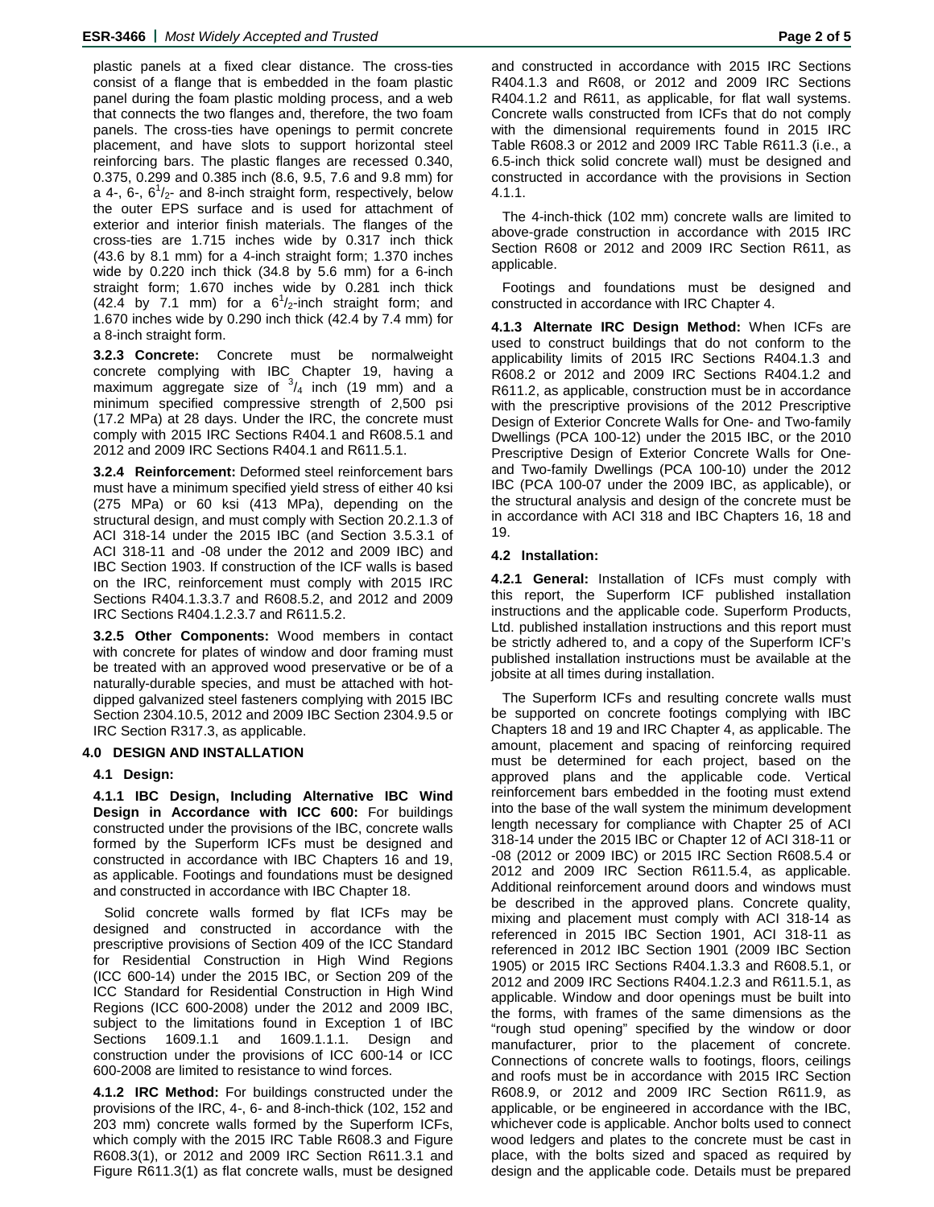plastic panels at a fixed clear distance. The cross-ties consist of a flange that is embedded in the foam plastic panel during the foam plastic molding process, and a web that connects the two flanges and, therefore, the two foam panels. The cross-ties have openings to permit concrete placement, and have slots to support horizontal steel reinforcing bars. The plastic flanges are recessed 0.340, 0.375, 0.299 and 0.385 inch (8.6, 9.5, 7.6 and 9.8 mm) for a 4-, 6-, $6^1/_2$- and 8-inch straight form, respectively, below the outer EPS surface and is used for attachment of exterior and interior finish materials. The flanges of the cross-ties are 1.715 inches wide by 0.317 inch thick (43.6 by 8.1 mm) for a 4-inch straight form; 1.370 inches wide by 0.220 inch thick (34.8 by 5.6 mm) for a 6-inch straight form; 1.670 inches wide by 0.281 inch thick (42.4 by 7.1 mm) for a $6^1/_2$-inch straight form; and 1.670 inches wide by 0.290 inch thick (42.4 by 7.4 mm) for a 8-inch straight form.

**3.2.3 Concrete:** Concrete must be normalweight concrete complying with IBC Chapter 19, having a maximum aggregate size of $^3/_4$ inch (19 mm) and a minimum specified compressive strength of 2,500 psi (17.2 MPa) at 28 days. Under the IRC, the concrete must comply with 2015 IRC Sections R404.1 and R608.5.1 and 2012 and 2009 IRC Sections R404.1 and R611.5.1.

**3.2.4 Reinforcement:** Deformed steel reinforcement bars must have a minimum specified yield stress of either 40 ksi (275 MPa) or 60 ksi (413 MPa), depending on the structural design, and must comply with Section 20.2.1.3 of ACI 318-14 under the 2015 IBC (and Section 3.5.3.1 of ACI 318-11 and -08 under the 2012 and 2009 IBC) and IBC Section 1903. If construction of the ICF walls is based on the IRC, reinforcement must comply with 2015 IRC Sections R404.1.3.3.7 and R608.5.2, and 2012 and 2009 IRC Sections R404.1.2.3.7 and R611.5.2.

**3.2.5 Other Components:** Wood members in contact with concrete for plates of window and door framing must be treated with an approved wood preservative or be of a naturally-durable species, and must be attached with hot-dipped galvanized steel fasteners complying with 2015 IBC Section 2304.10.5, 2012 and 2009 IBC Section 2304.9.5 or IRC Section R317.3, as applicable.

## 4.0 DESIGN AND INSTALLATION

### 4.1 Design:

**4.1.1 IBC Design, Including Alternative IBC Wind Design in Accordance with ICC 600:** For buildings constructed under the provisions of the IBC, concrete walls formed by the Superform ICFs must be designed and constructed in accordance with IBC Chapters 16 and 19, as applicable. Footings and foundations must be designed and constructed in accordance with IBC Chapter 18.

Solid concrete walls formed by flat ICFs may be designed and constructed in accordance with the prescriptive provisions of Section 409 of the ICC Standard for Residential Construction in High Wind Regions (ICC 600-14) under the 2015 IBC, or Section 209 of the ICC Standard for Residential Construction in High Wind Regions (ICC 600-2008) under the 2012 and 2009 IBC, subject to the limitations found in Exception 1 of IBC Sections 1609.1.1 and 1609.1.1.1. Design and construction under the provisions of ICC 600-14 or ICC 600-2008 are limited to resistance to wind forces.

**4.1.2 IRC Method:** For buildings constructed under the provisions of the IRC, 4-, 6- and 8-inch-thick (102, 152 and 203 mm) concrete walls formed by the Superform ICFs, which comply with the 2015 IRC Table R608.3 and Figure R608.3(1), or 2012 and 2009 IRC Section R611.3.1 and Figure R611.3(1) as flat concrete walls, must be designed and constructed in accordance with 2015 IRC Sections R404.1.3 and R608, or 2012 and 2009 IRC Sections R404.1.2 and R611, as applicable, for flat wall systems. Concrete walls constructed from ICFs that do not comply with the dimensional requirements found in 2015 IRC Table R608.3 or 2012 and 2009 IRC Table R611.3 (i.e., a 6.5-inch thick solid concrete wall) must be designed and constructed in accordance with the provisions in Section 4.1.1.

The 4-inch-thick (102 mm) concrete walls are limited to above-grade construction in accordance with 2015 IRC Section R608 or 2012 and 2009 IRC Section R611, as applicable.

Footings and foundations must be designed and constructed in accordance with IRC Chapter 4.

**4.1.3 Alternate IRC Design Method:** When ICFs are used to construct buildings that do not conform to the applicability limits of 2015 IRC Sections R404.1.3 and R608.2 or 2012 and 2009 IRC Sections R404.1.2 and R611.2, as applicable, construction must be in accordance with the prescriptive provisions of the 2012 Prescriptive Design of Exterior Concrete Walls for One- and Two-family Dwellings (PCA 100-12) under the 2015 IBC, or the 2010 Prescriptive Design of Exterior Concrete Walls for One- and Two-family Dwellings (PCA 100-10) under the 2012 IBC (PCA 100-07 under the 2009 IBC, as applicable), or the structural analysis and design of the concrete must be in accordance with ACI 318 and IBC Chapters 16, 18 and 19.

### 4.2 Installation:

**4.2.1 General:** Installation of ICFs must comply with this report, the Superform ICF published installation instructions and the applicable code. Superform Products, Ltd. published installation instructions and this report must be strictly adhered to, and a copy of the Superform ICF's published installation instructions must be available at the jobsite at all times during installation.

The Superform ICFs and resulting concrete walls must be supported on concrete footings complying with IBC Chapters 18 and 19 and IRC Chapter 4, as applicable. The amount, placement and spacing of reinforcing required must be determined for each project, based on the approved plans and the applicable code. Vertical reinforcement bars embedded in the footing must extend into the base of the wall system the minimum development length necessary for compliance with Chapter 25 of ACI 318-14 under the 2015 IBC or Chapter 12 of ACI 318-11 or -08 (2012 or 2009 IBC) or 2015 IRC Section R608.5.4 or 2012 and 2009 IRC Section R611.5.4, as applicable. Additional reinforcement around doors and windows must be described in the approved plans. Concrete quality, mixing and placement must comply with ACI 318-14 as referenced in 2015 IBC Section 1901, ACI 318-11 as referenced in 2012 IBC Section 1901 (2009 IBC Section 1905) or 2015 IRC Sections R404.1.3.3 and R608.5.1, or 2012 and 2009 IRC Sections R404.1.2.3 and R611.5.1, as applicable. Window and door openings must be built into the forms, with frames of the same dimensions as the "rough stud opening" specified by the window or door manufacturer, prior to the placement of concrete. Connections of concrete walls to footings, floors, ceilings and roofs must be in accordance with 2015 IRC Section R608.9, or 2012 and 2009 IRC Section R611.9, as applicable, or be engineered in accordance with the IBC, whichever code is applicable. Anchor bolts used to connect wood ledgers and plates to the concrete must be cast in place, with the bolts sized and spaced as required by design and the applicable code. Details must be prepared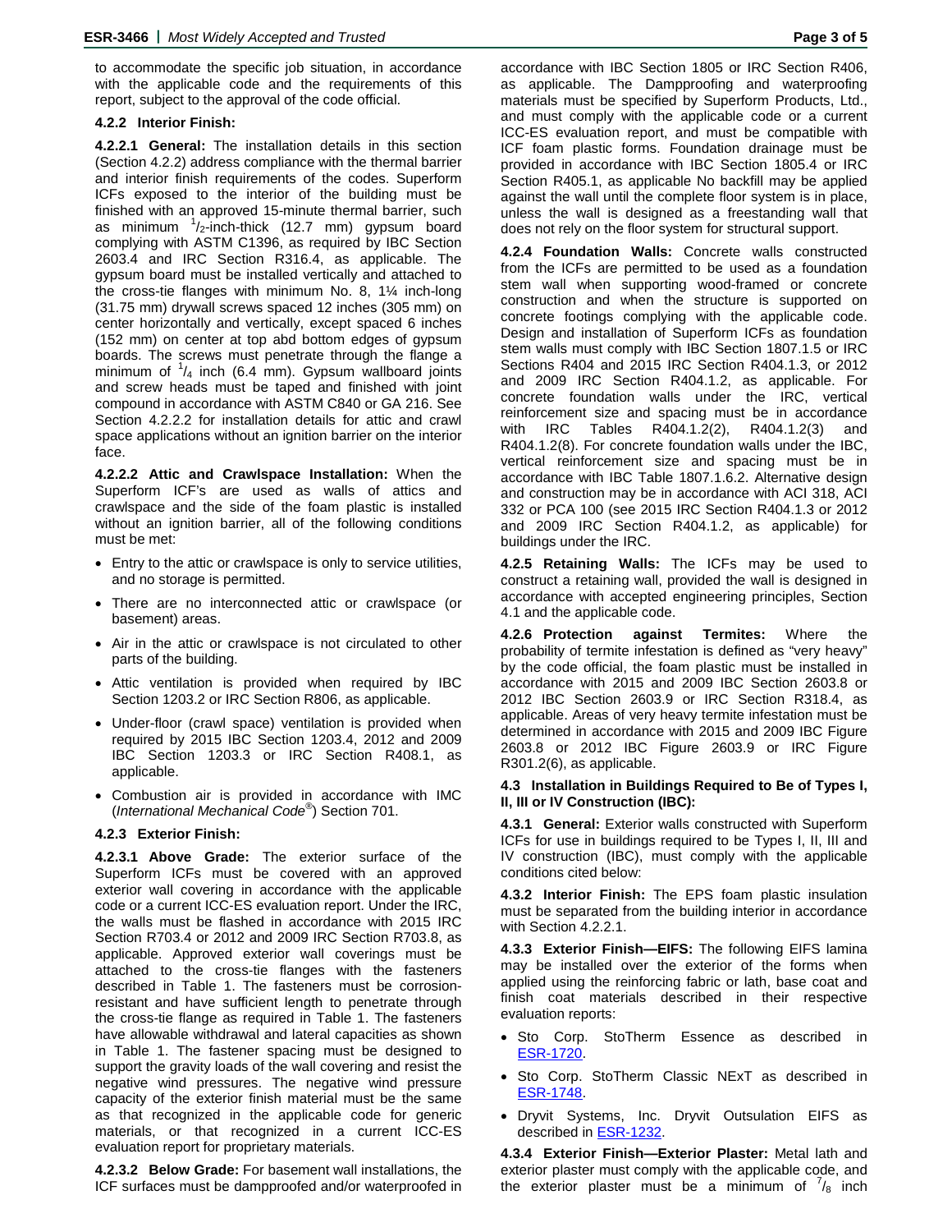to accommodate the specific job situation, in accordance with the applicable code and the requirements of this report, subject to the approval of the code official.

#### 4.2.2 Interior Finish:

**4.2.2.1 General:** The installation details in this section (Section 4.2.2) address compliance with the thermal barrier and interior finish requirements of the codes. Superform ICFs exposed to the interior of the building must be finished with an approved 15-minute thermal barrier, such as minimum 1/2-inch-thick (12.7 mm) gypsum board complying with ASTM C1396, as required by IBC Section 2603.4 and IRC Section R316.4, as applicable. The gypsum board must be installed vertically and attached to the cross-tie flanges with minimum No. 8, 1¼ inch-long (31.75 mm) drywall screws spaced 12 inches (305 mm) on center horizontally and vertically, except spaced 6 inches (152 mm) on center at top abd bottom edges of gypsum boards. The screws must penetrate through the flange a minimum of 1/4 inch (6.4 mm). Gypsum wallboard joints and screw heads must be taped and finished with joint compound in accordance with ASTM C840 or GA 216. See Section 4.2.2.2 for installation details for attic and crawl space applications without an ignition barrier on the interior face.

**4.2.2.2 Attic and Crawlspace Installation:** When the Superform ICF's are used as walls of attics and crawlspace and the side of the foam plastic is installed without an ignition barrier, all of the following conditions must be met:

- Entry to the attic or crawlspace is only to service utilities, and no storage is permitted.
- There are no interconnected attic or crawlspace (or basement) areas.
- Air in the attic or crawlspace is not circulated to other parts of the building.
- Attic ventilation is provided when required by IBC Section 1203.2 or IRC Section R806, as applicable.
- Under-floor (crawl space) ventilation is provided when required by 2015 IBC Section 1203.4, 2012 and 2009 IBC Section 1203.3 or IRC Section R408.1, as applicable.
- Combustion air is provided in accordance with IMC (*International Mechanical Code®*) Section 701.

#### 4.2.3 Exterior Finish:

**4.2.3.1 Above Grade:** The exterior surface of the Superform ICFs must be covered with an approved exterior wall covering in accordance with the applicable code or a current ICC-ES evaluation report. Under the IRC, the walls must be flashed in accordance with 2015 IRC Section R703.4 or 2012 and 2009 IRC Section R703.8, as applicable. Approved exterior wall coverings must be attached to the cross-tie flanges with the fasteners described in Table 1. The fasteners must be corrosion-resistant and have sufficient length to penetrate through the cross-tie flange as required in Table 1. The fasteners have allowable withdrawal and lateral capacities as shown in Table 1. The fastener spacing must be designed to support the gravity loads of the wall covering and resist the negative wind pressures. The negative wind pressure capacity of the exterior finish material must be the same as that recognized in the applicable code for generic materials, or that recognized in a current ICC-ES evaluation report for proprietary materials.

**4.2.3.2 Below Grade:** For basement wall installations, the ICF surfaces must be dampproofed and/or waterproofed in accordance with IBC Section 1805 or IRC Section R406, as applicable. The Dampproofing and waterproofing materials must be specified by Superform Products, Ltd., and must comply with the applicable code or a current ICC-ES evaluation report, and must be compatible with ICF foam plastic forms. Foundation drainage must be provided in accordance with IBC Section 1805.4 or IRC Section R405.1, as applicable No backfill may be applied against the wall until the complete floor system is in place, unless the wall is designed as a freestanding wall that does not rely on the floor system for structural support.

**4.2.4 Foundation Walls:** Concrete walls constructed from the ICFs are permitted to be used as a foundation stem wall when supporting wood-framed or concrete construction and when the structure is supported on concrete footings complying with the applicable code. Design and installation of Superform ICFs as foundation stem walls must comply with IBC Section 1807.1.5 or IRC Sections R404 and 2015 IRC Section R404.1.3, or 2012 and 2009 IRC Section R404.1.2, as applicable. For concrete foundation walls under the IRC, vertical reinforcement size and spacing must be in accordance with IRC Tables R404.1.2(2), R404.1.2(3) and R404.1.2(8). For concrete foundation walls under the IBC, vertical reinforcement size and spacing must be in accordance with IBC Table 1807.1.6.2. Alternative design and construction may be in accordance with ACI 318, ACI 332 or PCA 100 (see 2015 IRC Section R404.1.3 or 2012 and 2009 IRC Section R404.1.2, as applicable) for buildings under the IRC.

**4.2.5 Retaining Walls:** The ICFs may be used to construct a retaining wall, provided the wall is designed in accordance with accepted engineering principles, Section 4.1 and the applicable code.

**4.2.6 Protection against Termites:** Where the probability of termite infestation is defined as "very heavy" by the code official, the foam plastic must be installed in accordance with 2015 and 2009 IBC Section 2603.8 or 2012 IBC Section 2603.9 or IRC Section R318.4, as applicable. Areas of very heavy termite infestation must be determined in accordance with 2015 and 2009 IBC Figure 2603.8 or 2012 IBC Figure 2603.9 or IRC Figure R301.2(6), as applicable.

### 4.3 Installation in Buildings Required to Be of Types I, II, III or IV Construction (IBC):

**4.3.1 General:** Exterior walls constructed with Superform ICFs for use in buildings required to be Types I, II, III and IV construction (IBC), must comply with the applicable conditions cited below:

**4.3.2 Interior Finish:** The EPS foam plastic insulation must be separated from the building interior in accordance with Section 4.2.2.1.

**4.3.3 Exterior Finish—EIFS:** The following EIFS lamina may be installed over the exterior of the forms when applied using the reinforcing fabric or lath, base coat and finish coat materials described in their respective evaluation reports:

- Sto Corp. StoTherm Essence as described in ESR-1720.
- Sto Corp. StoTherm Classic NExT as described in ESR-1748.
- Dryvit Systems, Inc. Dryvit Outsulation EIFS as described in ESR-1232.

**4.3.4 Exterior Finish—Exterior Plaster:** Metal lath and exterior plaster must comply with the applicable code, and the exterior plaster must be a minimum of 7/8 inch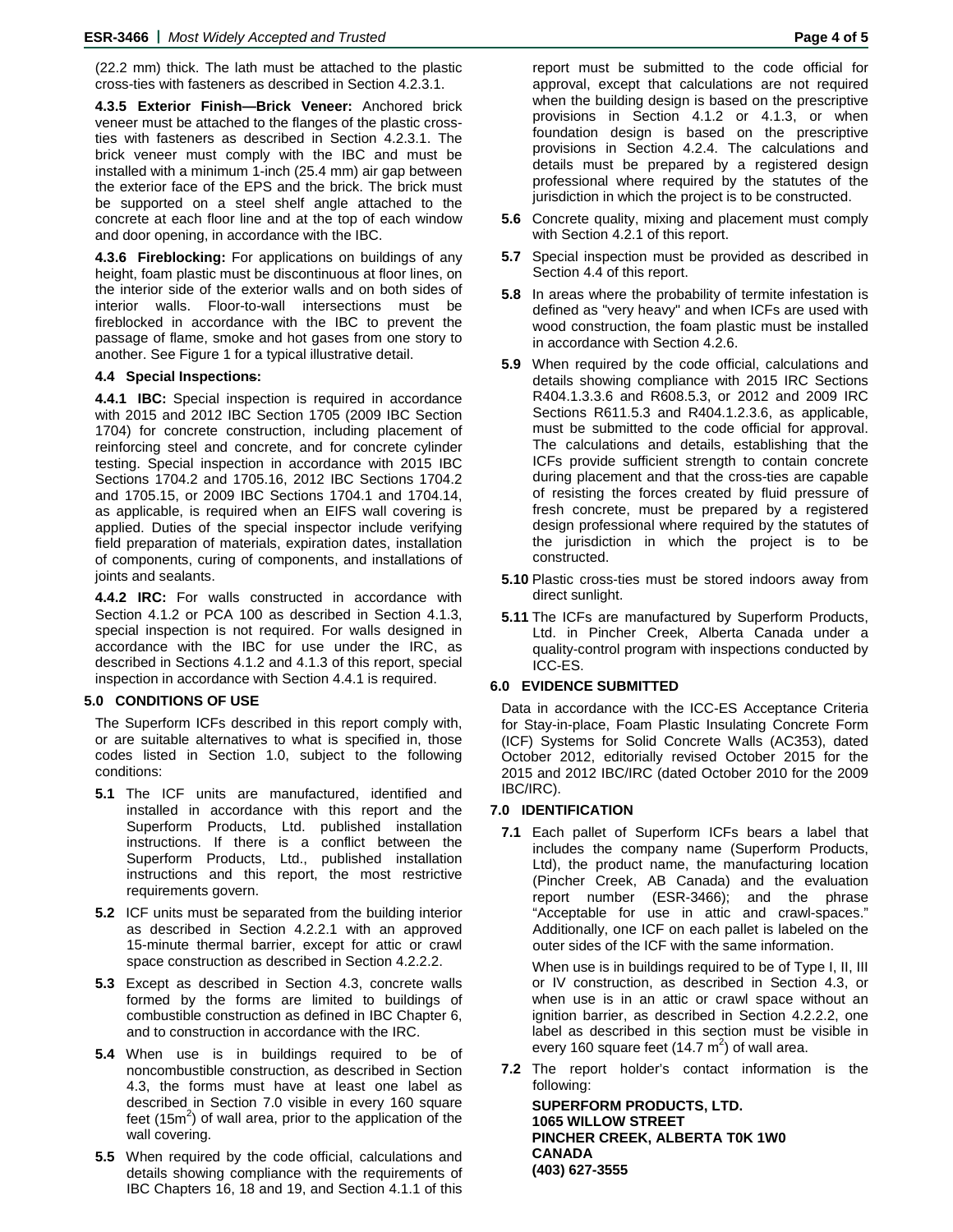(22.2 mm) thick. The lath must be attached to the plastic cross-ties with fasteners as described in Section 4.2.3.1.

**4.3.5 Exterior Finish—Brick Veneer:** Anchored brick veneer must be attached to the flanges of the plastic cross-ties with fasteners as described in Section 4.2.3.1. The brick veneer must comply with the IBC and must be installed with a minimum 1-inch (25.4 mm) air gap between the exterior face of the EPS and the brick. The brick must be supported on a steel shelf angle attached to the concrete at each floor line and at the top of each window and door opening, in accordance with the IBC.

**4.3.6 Fireblocking:** For applications on buildings of any height, foam plastic must be discontinuous at floor lines, on the interior side of the exterior walls and on both sides of interior walls. Floor-to-wall intersections must be fireblocked in accordance with the IBC to prevent the passage of flame, smoke and hot gases from one story to another. See Figure 1 for a typical illustrative detail.

### 4.4 Special Inspections:

**4.4.1 IBC:** Special inspection is required in accordance with 2015 and 2012 IBC Section 1705 (2009 IBC Section 1704) for concrete construction, including placement of reinforcing steel and concrete, and for concrete cylinder testing. Special inspection in accordance with 2015 IBC Sections 1704.2 and 1705.16, 2012 IBC Sections 1704.2 and 1705.15, or 2009 IBC Sections 1704.1 and 1704.14, as applicable, is required when an EIFS wall covering is applied. Duties of the special inspector include verifying field preparation of materials, expiration dates, installation of components, curing of components, and installations of joints and sealants.

**4.4.2 IRC:** For walls constructed in accordance with Section 4.1.2 or PCA 100 as described in Section 4.1.3, special inspection is not required. For walls designed in accordance with the IBC for use under the IRC, as described in Sections 4.1.2 and 4.1.3 of this report, special inspection in accordance with Section 4.4.1 is required.

## 5.0 CONDITIONS OF USE

The Superform ICFs described in this report comply with, or are suitable alternatives to what is specified in, those codes listed in Section 1.0, subject to the following conditions:

**5.1** The ICF units are manufactured, identified and installed in accordance with this report and the Superform Products, Ltd. published installation instructions. If there is a conflict between the Superform Products, Ltd., published installation instructions and this report, the most restrictive requirements govern.

**5.2** ICF units must be separated from the building interior as described in Section 4.2.2.1 with an approved 15-minute thermal barrier, except for attic or crawl space construction as described in Section 4.2.2.2.

**5.3** Except as described in Section 4.3, concrete walls formed by the forms are limited to buildings of combustible construction as defined in IBC Chapter 6, and to construction in accordance with the IRC.

**5.4** When use is in buildings required to be of noncombustible construction, as described in Section 4.3, the forms must have at least one label as described in Section 7.0 visible in every 160 square feet (15m$^2$) of wall area, prior to the application of the wall covering.

**5.5** When required by the code official, calculations and details showing compliance with the requirements of IBC Chapters 16, 18 and 19, and Section 4.1.1 of this report must be submitted to the code official for approval, except that calculations are not required when the building design is based on the prescriptive provisions in Section 4.1.2 or 4.1.3, or when foundation design is based on the prescriptive provisions in Section 4.2.4. The calculations and details must be prepared by a registered design professional where required by the statutes of the jurisdiction in which the project is to be constructed.

**5.6** Concrete quality, mixing and placement must comply with Section 4.2.1 of this report.

**5.7** Special inspection must be provided as described in Section 4.4 of this report.

**5.8** In areas where the probability of termite infestation is defined as "very heavy" and when ICFs are used with wood construction, the foam plastic must be installed in accordance with Section 4.2.6.

**5.9** When required by the code official, calculations and details showing compliance with 2015 IRC Sections R404.1.3.3.6 and R608.5.3, or 2012 and 2009 IRC Sections R611.5.3 and R404.1.2.3.6, as applicable, must be submitted to the code official for approval. The calculations and details, establishing that the ICFs provide sufficient strength to contain concrete during placement and that the cross-ties are capable of resisting the forces created by fluid pressure of fresh concrete, must be prepared by a registered design professional where required by the statutes of the jurisdiction in which the project is to be constructed.

**5.10** Plastic cross-ties must be stored indoors away from direct sunlight.

**5.11** The ICFs are manufactured by Superform Products, Ltd. in Pincher Creek, Alberta Canada under a quality-control program with inspections conducted by ICC-ES.

## 6.0 EVIDENCE SUBMITTED

Data in accordance with the ICC-ES Acceptance Criteria for Stay-in-place, Foam Plastic Insulating Concrete Form (ICF) Systems for Solid Concrete Walls (AC353), dated October 2012, editorially revised October 2015 for the 2015 and 2012 IBC/IRC (dated October 2010 for the 2009 IBC/IRC).

## 7.0 IDENTIFICATION

**7.1** Each pallet of Superform ICFs bears a label that includes the company name (Superform Products, Ltd), the product name, the manufacturing location (Pincher Creek, AB Canada) and the evaluation report number (ESR-3466); and the phrase "Acceptable for use in attic and crawl-spaces." Additionally, one ICF on each pallet is labeled on the outer sides of the ICF with the same information.

When use is in buildings required to be of Type I, II, III or IV construction, as described in Section 4.3, or when use is in an attic or crawl space without an ignition barrier, as described in Section 4.2.2.2, one label as described in this section must be visible in every 160 square feet (14.7 m$^2$) of wall area.

**7.2** The report holder's contact information is the following:

**SUPERFORM PRODUCTS, LTD.**
**1065 WILLOW STREET**
**PINCHER CREEK, ALBERTA T0K 1W0**
**CANADA**
**(403) 627-3555**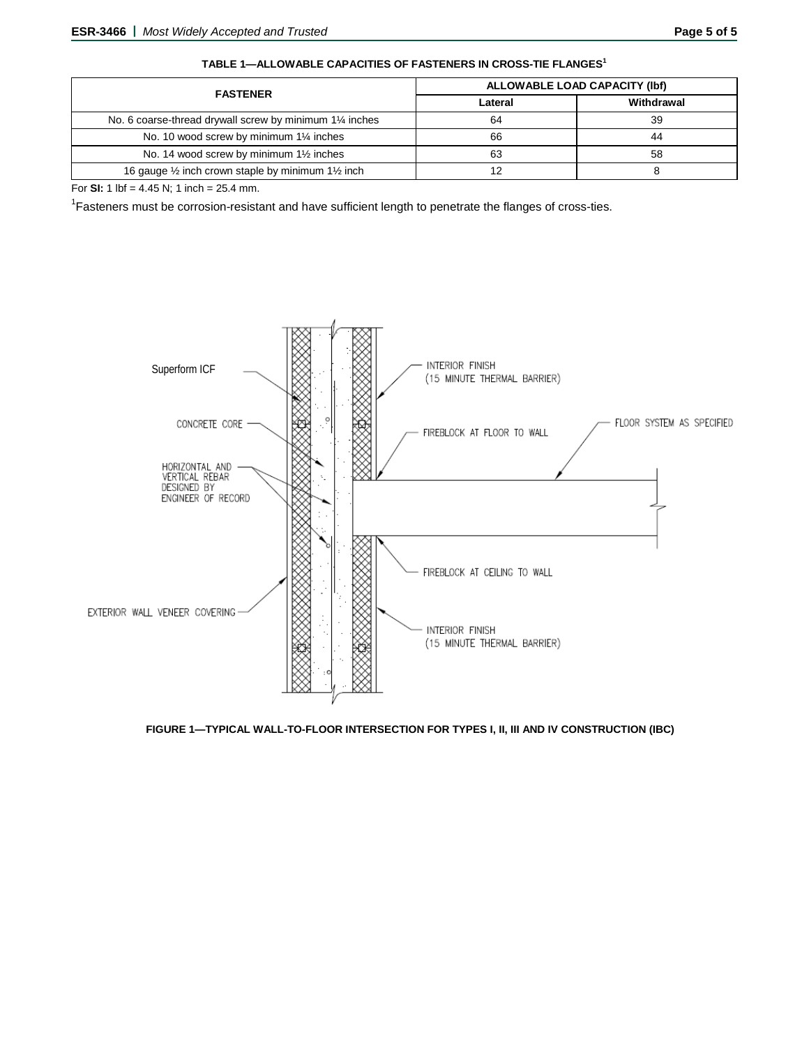**TABLE 1—ALLOWABLE CAPACITIES OF FASTENERS IN CROSS-TIE FLANGES[1]**

| FASTENER | ALLOWABLE LOAD CAPACITY (lbf) | |
|---|---|---|
| | Lateral | Withdrawal |
| No. 6 coarse-thread drywall screw by minimum 1¼ inches | 64 | 39 |
| No. 10 wood screw by minimum 1¼ inches | 66 | 44 |
| No. 14 wood screw by minimum 1½ inches | 63 | 58 |
| 16 gauge ½ inch crown staple by minimum 1½ inch | 12 | 8 |

For **SI:** 1 lbf = 4.45 N; 1 inch = 25.4 mm.

[1]Fasteners must be corrosion-resistant and have sufficient length to penetrate the flanges of cross-ties.

Superform ICF

CONCRETE CORE

HORIZONTAL AND VERTICAL REBAR DESIGNED BY ENGINEER OF RECORD

EXTERIOR WALL VENEER COVERING

INTERIOR FINISH (15 MINUTE THERMAL BARRIER)

FIREBLOCK AT FLOOR TO WALL

FLOOR SYSTEM AS SPECIFIED

FIREBLOCK AT CEILING TO WALL

INTERIOR FINISH (15 MINUTE THERMAL BARRIER)

**FIGURE 1—TYPICAL WALL-TO-FLOOR INTERSECTION FOR TYPES I, II, III AND IV CONSTRUCTION (IBC)**